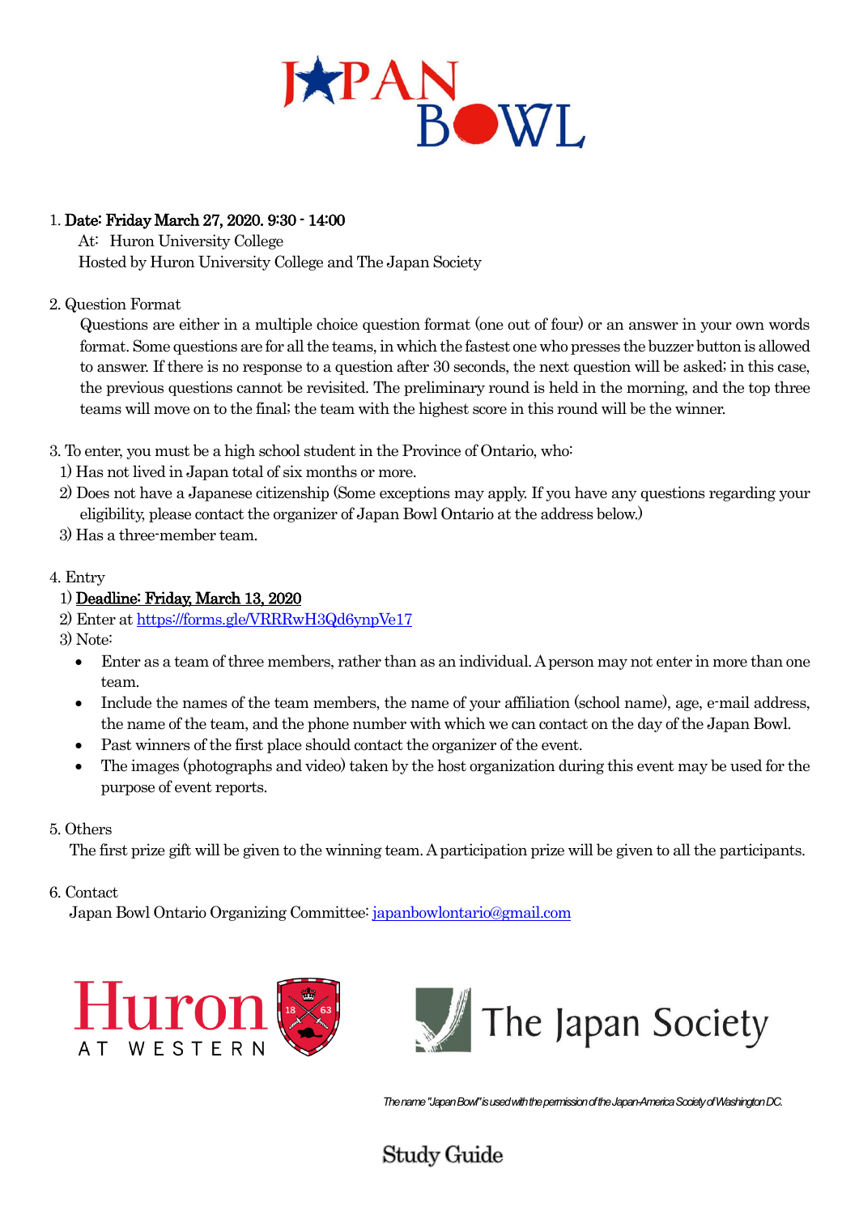# JAPAN BOWL

1. **Date: Friday March 27, 2020. 9:30 - 14:00**
   At: Huron University College
   Hosted by Huron University College and The Japan Society

2. Question Format
   Questions are either in a multiple choice question format (one out of four) or an answer in your own words format. Some questions are for all the teams, in which the fastest one who presses the buzzer button is allowed to answer. If there is no response to a question after 30 seconds, the next question will be asked; in this case, the previous questions cannot be revisited. The preliminary round is held in the morning, and the top three teams will move on to the final; the team with the highest score in this round will be the winner.

3. To enter, you must be a high school student in the Province of Ontario, who:
   1) Has not lived in Japan total of six months or more.
   2) Does not have a Japanese citizenship (Some exceptions may apply. If you have any questions regarding your eligibility, please contact the organizer of Japan Bowl Ontario at the address below.)
   3) Has a three-member team.

4. Entry
   1) **Deadline: Friday, March 13, 2020**
   2) Enter at https://forms.gle/VRRRwH3Qd6ynpVe17
   3) Note:
   - Enter as a team of three members, rather than as an individual. A person may not enter in more than one team.
   - Include the names of the team members, the name of your affiliation (school name), age, e-mail address, the name of the team, and the phone number with which we can contact on the day of the Japan Bowl.
   - Past winners of the first place should contact the organizer of the event.
   - The images (photographs and video) taken by the host organization during this event may be used for the purpose of event reports.

5. Others
   The first prize gift will be given to the winning team. A participation prize will be given to all the participants.

6. Contact
   Japan Bowl Ontario Organizing Committee: japanbowlontario@gmail.com

Huron AT WESTERN

The Japan Society

*The name "Japan Bowl" is used with the permission of the Japan-America Society of Washington DC.*

Study Guide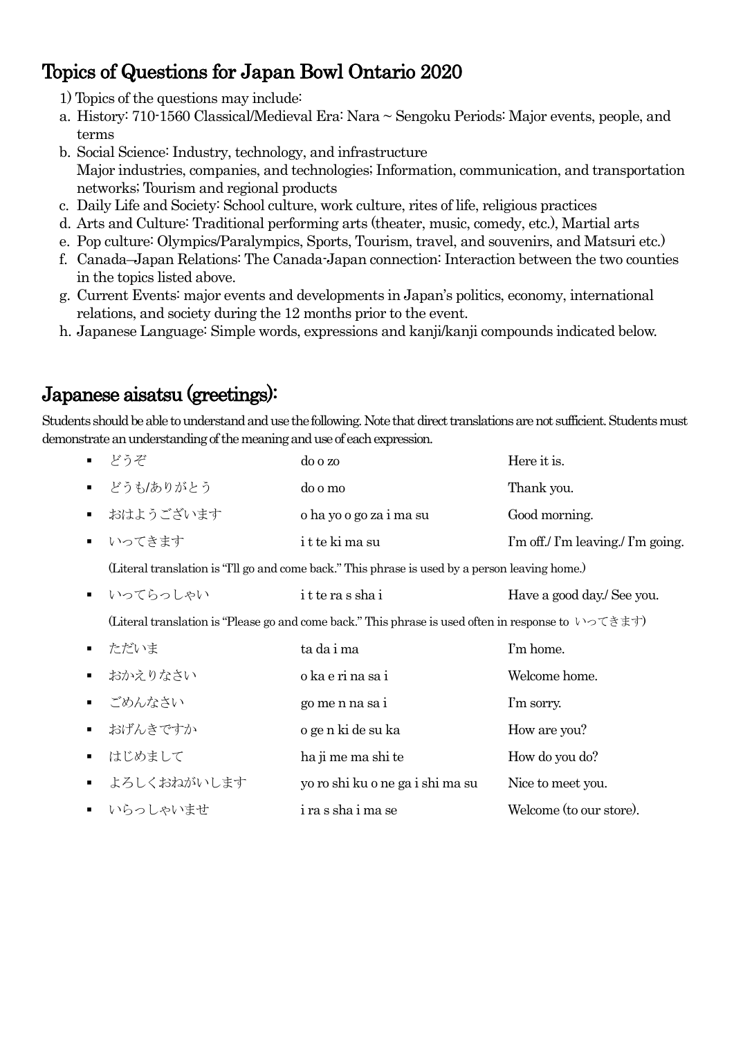## Topics of Questions for Japan Bowl Ontario 2020

1) Topics of the questions may include:

a. History: 710-1560 Classical/Medieval Era: Nara ~ Sengoku Periods: Major events, people, and terms
b. Social Science: Industry, technology, and infrastructure
   Major industries, companies, and technologies; Information, communication, and transportation networks; Tourism and regional products
c. Daily Life and Society: School culture, work culture, rites of life, religious practices
d. Arts and Culture: Traditional performing arts (theater, music, comedy, etc.), Martial arts
e. Pop culture: Olympics/Paralympics, Sports, Tourism, travel, and souvenirs, and Matsuri etc.)
f. Canada–Japan Relations: The Canada-Japan connection: Interaction between the two counties in the topics listed above.
g. Current Events: major events and developments in Japan's politics, economy, international relations, and society during the 12 months prior to the event.
h. Japanese Language: Simple words, expressions and kanji/kanji compounds indicated below.

## Japanese aisatsu (greetings):

Students should be able to understand and use the following. Note that direct translations are not sufficient. Students must demonstrate an understanding of the meaning and use of each expression.

- どうぞ　　do o zo　　Here it is.
- どうも/ありがとう　　do o mo　　Thank you.
- おはようございます　　o ha yo o go za i ma su　　Good morning.
- いってきます　　i t te ki ma su　　I'm off./ I'm leaving./ I'm going.

  (Literal translation is "I'll go and come back." This phrase is used by a person leaving home.)
- いってらっしゃい　　i t te ra s sha i　　Have a good day./ See you.

  (Literal translation is "Please go and come back." This phrase is used often in response to いってきます)
- ただいま　　ta da i ma　　I'm home.
- おかえりなさい　　o ka e ri na sa i　　Welcome home.
- ごめんなさい　　go me n na sa i　　I'm sorry.
- おげんきですか　　o ge n ki de su ka　　How are you?
- はじめまして　　ha ji me ma shi te　　How do you do?
- よろしくおねがいします　　yo ro shi ku o ne ga i shi ma su　　Nice to meet you.
- いらっしゃいませ　　i ra s sha i ma se　　Welcome (to our store).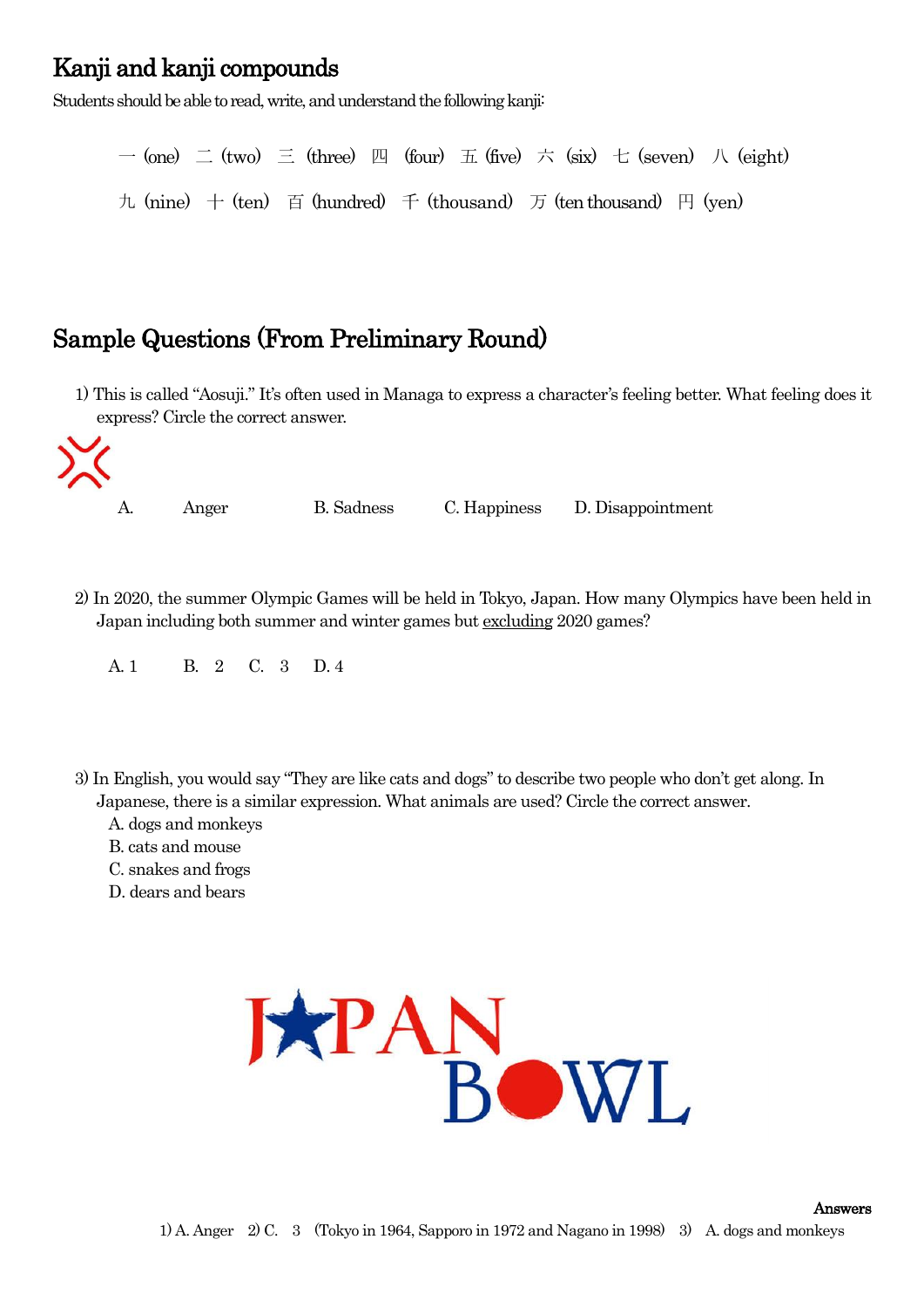## Kanji and kanji compounds

Students should be able to read, write, and understand the following kanji:

一 (one) 二 (two) 三 (three) 四 (four) 五 (five) 六 (six) 七 (seven) 八 (eight)

九 (nine) 十 (ten) 百 (hundred) 千 (thousand) 万 (ten thousand) 円 (yen)

## Sample Questions (From Preliminary Round)

1) This is called "Aosuji." It's often used in Managa to express a character's feeling better. What feeling does it express? Circle the correct answer.

A. Anger B. Sadness C. Happiness D. Disappointment

2) In 2020, the summer Olympic Games will be held in Tokyo, Japan. How many Olympics have been held in Japan including both summer and winter games but excluding 2020 games?

A. 1 B. 2 C. 3 D. 4

3) In English, you would say "They are like cats and dogs" to describe two people who don't get along. In Japanese, there is a similar expression. What animals are used? Circle the correct answer.

A. dogs and monkeys
B. cats and mouse
C. snakes and frogs
D. dears and bears

JAPAN BOWL

**Answers**

1) A. Anger 2) C. 3 (Tokyo in 1964, Sapporo in 1972 and Nagano in 1998) 3) A. dogs and monkeys